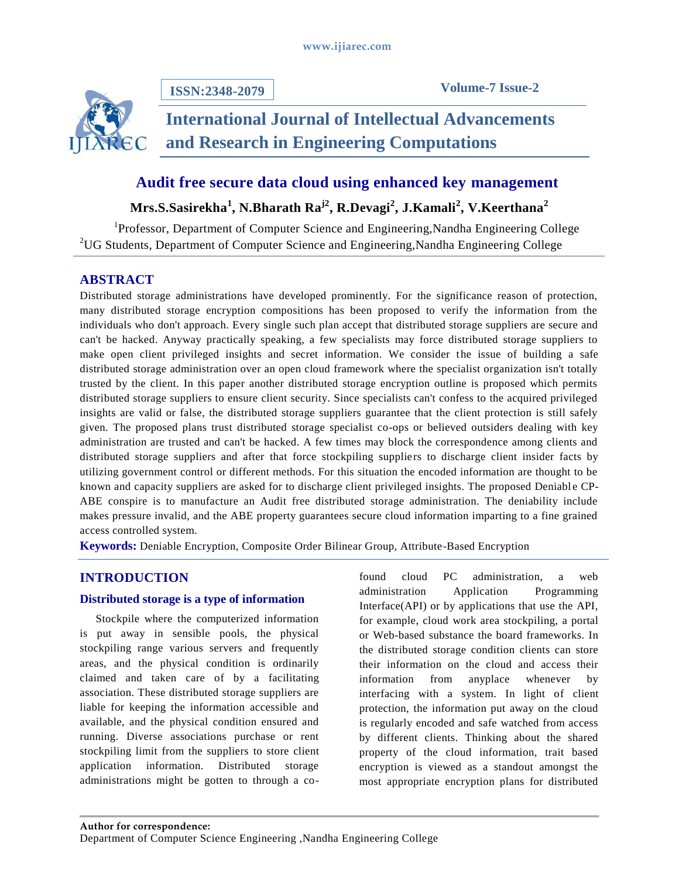# Audit free secure data cloud using enhanced key management

**Mrs.S.Sasirekha[1], N.Bharath Ra[j2], R.Devagi[2], J.Kamali[2], V.Keerthana[2]**

[1]Professor, Department of Computer Science and Engineering,Nandha Engineering College
[2]UG Students, Department of Computer Science and Engineering,Nandha Engineering College

## ABSTRACT

Distributed storage administrations have developed prominently. For the significance reason of protection, many distributed storage encryption compositions has been proposed to verify the information from the individuals who don't approach. Every single such plan accept that distributed storage suppliers are secure and can't be hacked. Anyway practically speaking, a few specialists may force distributed storage suppliers to make open client privileged insights and secret information. We consider the issue of building a safe distributed storage administration over an open cloud framework where the specialist organization isn't totally trusted by the client. In this paper another distributed storage encryption outline is proposed which permits distributed storage suppliers to ensure client security. Since specialists can't confess to the acquired privileged insights are valid or false, the distributed storage suppliers guarantee that the client protection is still safely given. The proposed plans trust distributed storage specialist co-ops or believed outsiders dealing with key administration are trusted and can't be hacked. A few times may block the correspondence among clients and distributed storage suppliers and after that force stockpiling suppliers to discharge client insider facts by utilizing government control or different methods. For this situation the encoded information are thought to be known and capacity suppliers are asked for to discharge client privileged insights. The proposed Deniable CP-ABE conspire is to manufacture an Audit free distributed storage administration. The deniability include makes pressure invalid, and the ABE property guarantees secure cloud information imparting to a fine grained access controlled system.

**Keywords:** Deniable Encryption, Composite Order Bilinear Group, Attribute-Based Encryption

## INTRODUCTION

### Distributed storage is a type of information

Stockpile where the computerized information is put away in sensible pools, the physical stockpiling range various servers and frequently areas, and the physical condition is ordinarily claimed and taken care of by a facilitating association. These distributed storage suppliers are liable for keeping the information accessible and available, and the physical condition ensured and running. Diverse associations purchase or rent stockpiling limit from the suppliers to store client application information. Distributed storage administrations might be gotten to through a co-found cloud PC administration, a web administration Application Programming Interface(API) or by applications that use the API, for example, cloud work area stockpiling, a portal or Web-based substance the board frameworks. In the distributed storage condition clients can store their information on the cloud and access their information from anyplace whenever by interfacing with a system. In light of client protection, the information put away on the cloud is regularly encoded and safe watched from access by different clients. Thinking about the shared property of the cloud information, trait based encryption is viewed as a standout amongst the most appropriate encryption plans for distributed

**Author for correspondence:**
Department of Computer Science Engineering ,Nandha Engineering College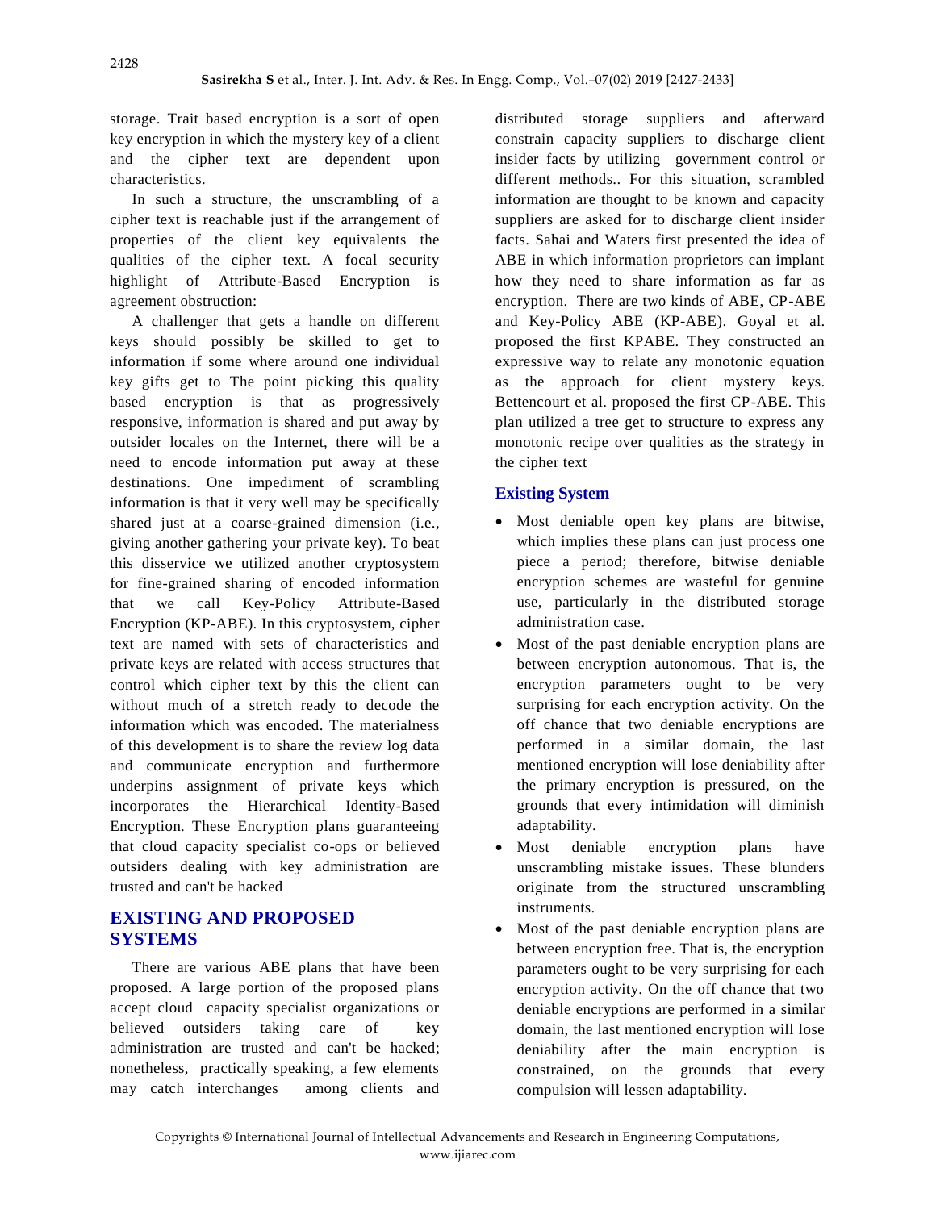storage. Trait based encryption is a sort of open key encryption in which the mystery key of a client and the cipher text are dependent upon characteristics.

In such a structure, the unscrambling of a cipher text is reachable just if the arrangement of properties of the client key equivalents the qualities of the cipher text. A focal security highlight of Attribute-Based Encryption is agreement obstruction:

A challenger that gets a handle on different keys should possibly be skilled to get to information if some where around one individual key gifts get to The point picking this quality based encryption is that as progressively responsive, information is shared and put away by outsider locales on the Internet, there will be a need to encode information put away at these destinations. One impediment of scrambling information is that it very well may be specifically shared just at a coarse-grained dimension (i.e., giving another gathering your private key). To beat this disservice we utilized another cryptosystem for fine-grained sharing of encoded information that we call Key-Policy Attribute-Based Encryption (KP-ABE). In this cryptosystem, cipher text are named with sets of characteristics and private keys are related with access structures that control which cipher text by this the client can without much of a stretch ready to decode the information which was encoded. The materialness of this development is to share the review log data and communicate encryption and furthermore underpins assignment of private keys which incorporates the Hierarchical Identity-Based Encryption. These Encryption plans guaranteeing that cloud capacity specialist co-ops or believed outsiders dealing with key administration are trusted and can't be hacked

## EXISTING AND PROPOSED SYSTEMS

There are various ABE plans that have been proposed. A large portion of the proposed plans accept cloud capacity specialist organizations or believed outsiders taking care of key administration are trusted and can't be hacked; nonetheless, practically speaking, a few elements may catch interchanges among clients and distributed storage suppliers and afterward constrain capacity suppliers to discharge client insider facts by utilizing government control or different methods.. For this situation, scrambled information are thought to be known and capacity suppliers are asked for to discharge client insider facts. Sahai and Waters first presented the idea of ABE in which information proprietors can implant how they need to share information as far as encryption. There are two kinds of ABE, CP-ABE and Key-Policy ABE (KP-ABE). Goyal et al. proposed the first KPABE. They constructed an expressive way to relate any monotonic equation as the approach for client mystery keys. Bettencourt et al. proposed the first CP-ABE. This plan utilized a tree get to structure to express any monotonic recipe over qualities as the strategy in the cipher text

### Existing System

- Most deniable open key plans are bitwise, which implies these plans can just process one piece a period; therefore, bitwise deniable encryption schemes are wasteful for genuine use, particularly in the distributed storage administration case.
- Most of the past deniable encryption plans are between encryption autonomous. That is, the encryption parameters ought to be very surprising for each encryption activity. On the off chance that two deniable encryptions are performed in a similar domain, the last mentioned encryption will lose deniability after the primary encryption is pressured, on the grounds that every intimidation will diminish adaptability.
- Most deniable encryption plans have unscrambling mistake issues. These blunders originate from the structured unscrambling instruments.
- Most of the past deniable encryption plans are between encryption free. That is, the encryption parameters ought to be very surprising for each encryption activity. On the off chance that two deniable encryptions are performed in a similar domain, the last mentioned encryption will lose deniability after the main encryption is constrained, on the grounds that every compulsion will lessen adaptability.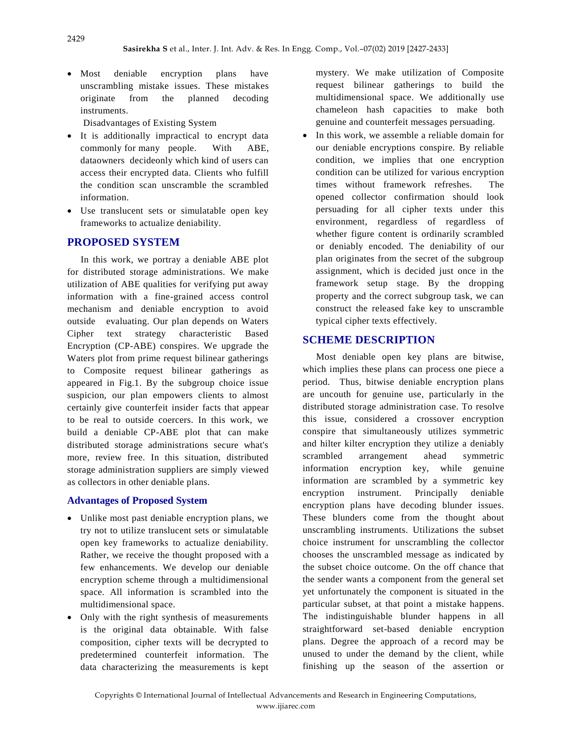- Most deniable encryption plans have unscrambling mistake issues. These mistakes originate from the planned decoding instruments.

  Disadvantages of Existing System

- It is additionally impractical to encrypt data commonly for many people. With ABE, dataowners decideonly which kind of users can access their encrypted data. Clients who fulfill the condition scan unscramble the scrambled information.
- Use translucent sets or simulatable open key frameworks to actualize deniability.

## PROPOSED SYSTEM

In this work, we portray a deniable ABE plot for distributed storage administrations. We make utilization of ABE qualities for verifying put away information with a fine-grained access control mechanism and deniable encryption to avoid outside evaluating. Our plan depends on Waters Cipher text strategy characteristic Based Encryption (CP-ABE) conspires. We upgrade the Waters plot from prime request bilinear gatherings to Composite request bilinear gatherings as appeared in Fig.1. By the subgroup choice issue suspicion, our plan empowers clients to almost certainly give counterfeit insider facts that appear to be real to outside coercers. In this work, we build a deniable CP-ABE plot that can make distributed storage administrations secure what's more, review free. In this situation, distributed storage administration suppliers are simply viewed as collectors in other deniable plans.

### Advantages of Proposed System

- Unlike most past deniable encryption plans, we try not to utilize translucent sets or simulatable open key frameworks to actualize deniability. Rather, we receive the thought proposed with a few enhancements. We develop our deniable encryption scheme through a multidimensional space. All information is scrambled into the multidimensional space.
- Only with the right synthesis of measurements is the original data obtainable. With false composition, cipher texts will be decrypted to predetermined counterfeit information. The data characterizing the measurements is kept mystery. We make utilization of Composite request bilinear gatherings to build the multidimensional space. We additionally use chameleon hash capacities to make both genuine and counterfeit messages persuading.
- In this work, we assemble a reliable domain for our deniable encryptions conspire. By reliable condition, we implies that one encryption condition can be utilized for various encryption times without framework refreshes. The opened collector confirmation should look persuading for all cipher texts under this environment, regardless of regardless of whether figure content is ordinarily scrambled or deniably encoded. The deniability of our plan originates from the secret of the subgroup assignment, which is decided just once in the framework setup stage. By the dropping property and the correct subgroup task, we can construct the released fake key to unscramble typical cipher texts effectively.

## SCHEME DESCRIPTION

Most deniable open key plans are bitwise, which implies these plans can process one piece a period. Thus, bitwise deniable encryption plans are uncouth for genuine use, particularly in the distributed storage administration case. To resolve this issue, considered a crossover encryption conspire that simultaneously utilizes symmetric and hilter kilter encryption they utilize a deniably scrambled arrangement ahead symmetric information encryption key, while genuine information are scrambled by a symmetric key encryption instrument. Principally deniable encryption plans have decoding blunder issues. These blunders come from the thought about unscrambling instruments. Utilizations the subset choice instrument for unscrambling the collector chooses the unscrambled message as indicated by the subset choice outcome. On the off chance that the sender wants a component from the general set yet unfortunately the component is situated in the particular subset, at that point a mistake happens. The indistinguishable blunder happens in all straightforward set-based deniable encryption plans. Degree the approach of a record may be unused to under the demand by the client, while finishing up the season of the assertion or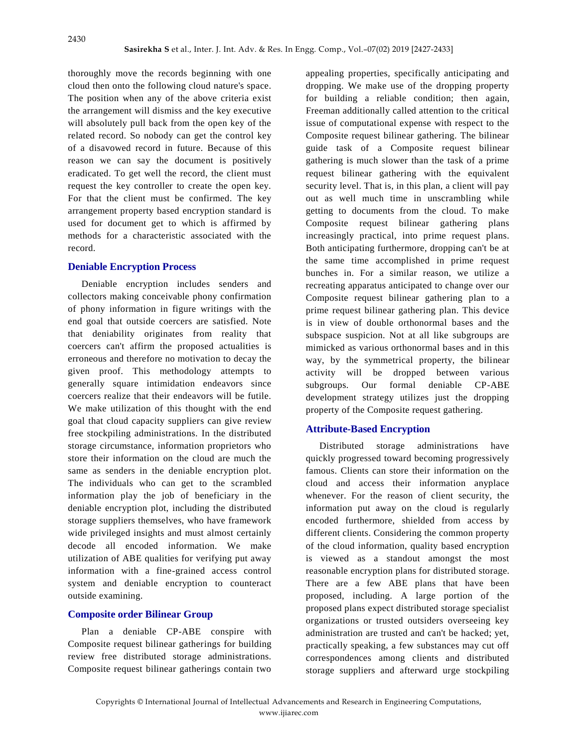thoroughly move the records beginning with one cloud then onto the following cloud nature's space. The position when any of the above criteria exist the arrangement will dismiss and the key executive will absolutely pull back from the open key of the related record. So nobody can get the control key of a disavowed record in future. Because of this reason we can say the document is positively eradicated. To get well the record, the client must request the key controller to create the open key. For that the client must be confirmed. The key arrangement property based encryption standard is used for document get to which is affirmed by methods for a characteristic associated with the record.

### Deniable Encryption Process

Deniable encryption includes senders and collectors making conceivable phony confirmation of phony information in figure writings with the end goal that outside coercers are satisfied. Note that deniability originates from reality that coercers can't affirm the proposed actualities is erroneous and therefore no motivation to decay the given proof. This methodology attempts to generally square intimidation endeavors since coercers realize that their endeavors will be futile. We make utilization of this thought with the end goal that cloud capacity suppliers can give review free stockpiling administrations. In the distributed storage circumstance, information proprietors who store their information on the cloud are much the same as senders in the deniable encryption plot. The individuals who can get to the scrambled information play the job of beneficiary in the deniable encryption plot, including the distributed storage suppliers themselves, who have framework wide privileged insights and must almost certainly decode all encoded information. We make utilization of ABE qualities for verifying put away information with a fine-grained access control system and deniable encryption to counteract outside examining.

### Composite order Bilinear Group

Plan a deniable CP-ABE conspire with Composite request bilinear gatherings for building review free distributed storage administrations. Composite request bilinear gatherings contain two appealing properties, specifically anticipating and dropping. We make use of the dropping property for building a reliable condition; then again, Freeman additionally called attention to the critical issue of computational expense with respect to the Composite request bilinear gathering. The bilinear guide task of a Composite request bilinear gathering is much slower than the task of a prime request bilinear gathering with the equivalent security level. That is, in this plan, a client will pay out as well much time in unscrambling while getting to documents from the cloud. To make Composite request bilinear gathering plans increasingly practical, into prime request plans. Both anticipating furthermore, dropping can't be at the same time accomplished in prime request bunches in. For a similar reason, we utilize a recreating apparatus anticipated to change over our Composite request bilinear gathering plan to a prime request bilinear gathering plan. This device is in view of double orthonormal bases and the subspace suspicion. Not at all like subgroups are mimicked as various orthonormal bases and in this way, by the symmetrical property, the bilinear activity will be dropped between various subgroups. Our formal deniable CP-ABE development strategy utilizes just the dropping property of the Composite request gathering.

### Attribute-Based Encryption

Distributed storage administrations have quickly progressed toward becoming progressively famous. Clients can store their information on the cloud and access their information anyplace whenever. For the reason of client security, the information put away on the cloud is regularly encoded furthermore, shielded from access by different clients. Considering the common property of the cloud information, quality based encryption is viewed as a standout amongst the most reasonable encryption plans for distributed storage. There are a few ABE plans that have been proposed, including. A large portion of the proposed plans expect distributed storage specialist organizations or trusted outsiders overseeing key administration are trusted and can't be hacked; yet, practically speaking, a few substances may cut off correspondences among clients and distributed storage suppliers and afterward urge stockpiling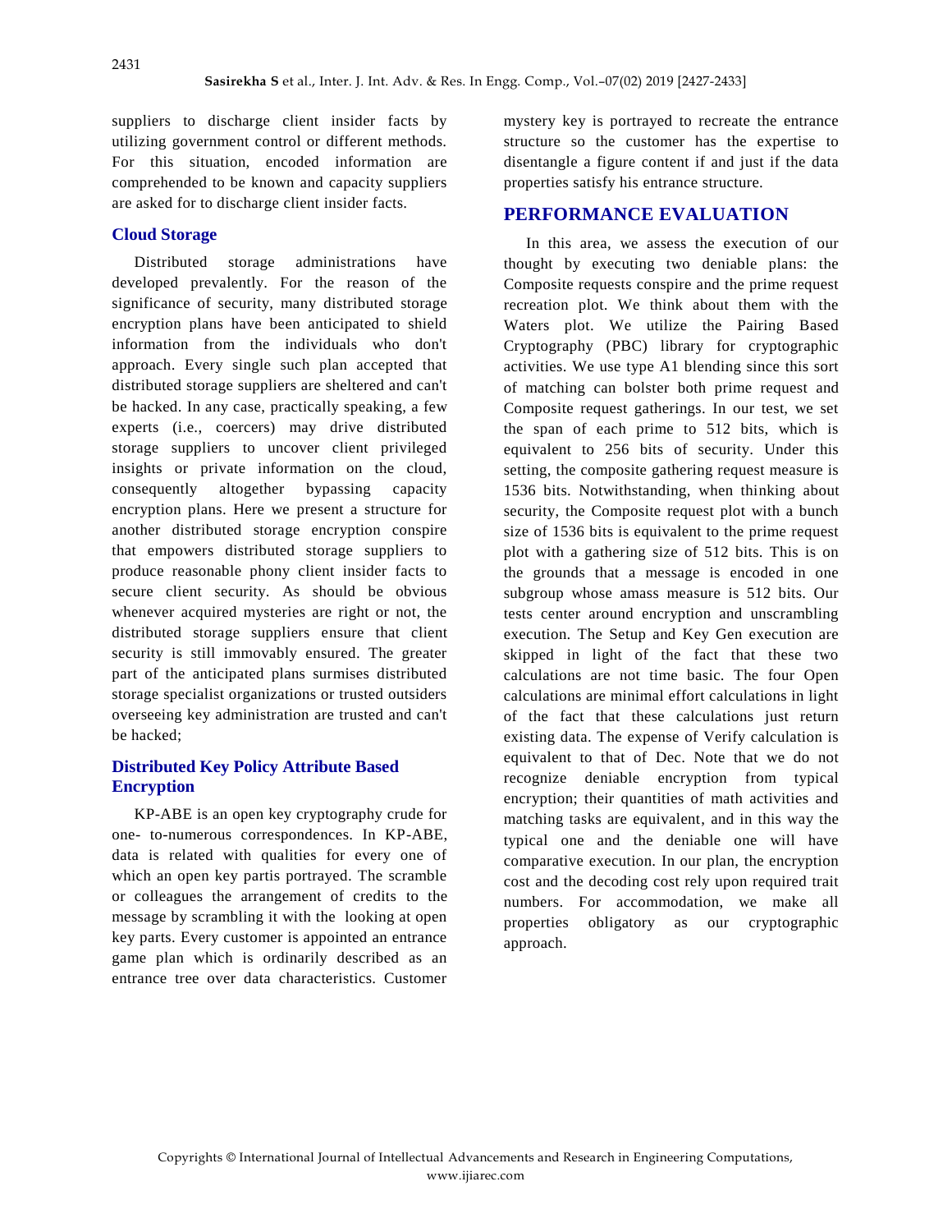suppliers to discharge client insider facts by utilizing government control or different methods. For this situation, encoded information are comprehended to be known and capacity suppliers are asked for to discharge client insider facts.

### Cloud Storage

Distributed storage administrations have developed prevalently. For the reason of the significance of security, many distributed storage encryption plans have been anticipated to shield information from the individuals who don't approach. Every single such plan accepted that distributed storage suppliers are sheltered and can't be hacked. In any case, practically speaking, a few experts (i.e., coercers) may drive distributed storage suppliers to uncover client privileged insights or private information on the cloud, consequently altogether bypassing capacity encryption plans. Here we present a structure for another distributed storage encryption conspire that empowers distributed storage suppliers to produce reasonable phony client insider facts to secure client security. As should be obvious whenever acquired mysteries are right or not, the distributed storage suppliers ensure that client security is still immovably ensured. The greater part of the anticipated plans surmises distributed storage specialist organizations or trusted outsiders overseeing key administration are trusted and can't be hacked;

### Distributed Key Policy Attribute Based Encryption

KP-ABE is an open key cryptography crude for one- to-numerous correspondences. In KP-ABE, data is related with qualities for every one of which an open key partis portrayed. The scramble or colleagues the arrangement of credits to the message by scrambling it with the looking at open key parts. Every customer is appointed an entrance game plan which is ordinarily described as an entrance tree over data characteristics. Customer mystery key is portrayed to recreate the entrance structure so the customer has the expertise to disentangle a figure content if and just if the data properties satisfy his entrance structure.

## PERFORMANCE EVALUATION

In this area, we assess the execution of our thought by executing two deniable plans: the Composite requests conspire and the prime request recreation plot. We think about them with the Waters plot. We utilize the Pairing Based Cryptography (PBC) library for cryptographic activities. We use type A1 blending since this sort of matching can bolster both prime request and Composite request gatherings. In our test, we set the span of each prime to 512 bits, which is equivalent to 256 bits of security. Under this setting, the composite gathering request measure is 1536 bits. Notwithstanding, when thinking about security, the Composite request plot with a bunch size of 1536 bits is equivalent to the prime request plot with a gathering size of 512 bits. This is on the grounds that a message is encoded in one subgroup whose amass measure is 512 bits. Our tests center around encryption and unscrambling execution. The Setup and Key Gen execution are skipped in light of the fact that these two calculations are not time basic. The four Open calculations are minimal effort calculations in light of the fact that these calculations just return existing data. The expense of Verify calculation is equivalent to that of Dec. Note that we do not recognize deniable encryption from typical encryption; their quantities of math activities and matching tasks are equivalent, and in this way the typical one and the deniable one will have comparative execution. In our plan, the encryption cost and the decoding cost rely upon required trait numbers. For accommodation, we make all properties obligatory as our cryptographic approach.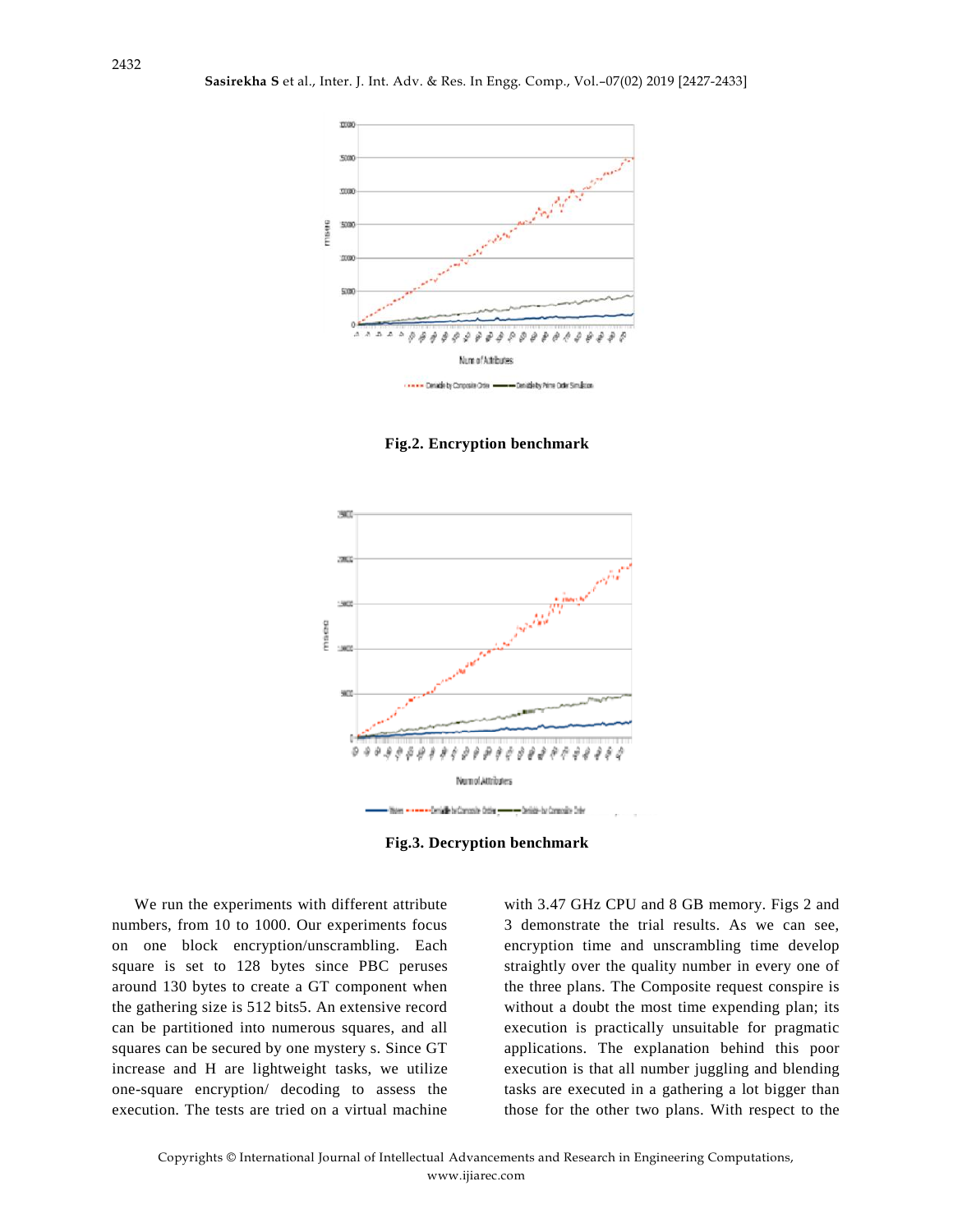Fig.2. Encryption benchmark

Fig.3. Decryption benchmark

We run the experiments with different attribute numbers, from 10 to 1000. Our experiments focus on one block encryption/unscrambling. Each square is set to 128 bytes since PBC peruses around 130 bytes to create a GT component when the gathering size is 512 bits5. An extensive record can be partitioned into numerous squares, and all squares can be secured by one mystery s. Since GT increase and H are lightweight tasks, we utilize one-square encryption/ decoding to assess the execution. The tests are tried on a virtual machine with 3.47 GHz CPU and 8 GB memory. Figs 2 and 3 demonstrate the trial results. As we can see, encryption time and unscrambling time develop straightly over the quality number in every one of the three plans. The Composite request conspire is without a doubt the most time expending plan; its execution is practically unsuitable for pragmatic applications. The explanation behind this poor execution is that all number juggling and blending tasks are executed in a gathering a lot bigger than those for the other two plans. With respect to the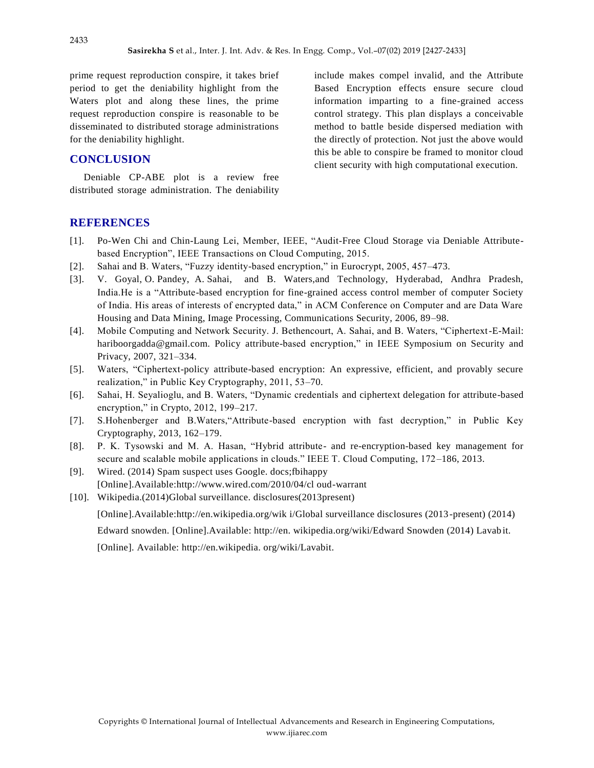prime request reproduction conspire, it takes brief period to get the deniability highlight from the Waters plot and along these lines, the prime request reproduction conspire is reasonable to be disseminated to distributed storage administrations for the deniability highlight.

## CONCLUSION

Deniable CP-ABE plot is a review free distributed storage administration. The deniability include makes compel invalid, and the Attribute Based Encryption effects ensure secure cloud information imparting to a fine-grained access control strategy. This plan displays a conceivable method to battle beside dispersed mediation with the directly of protection. Not just the above would this be able to conspire be framed to monitor cloud client security with high computational execution.

## REFERENCES

[1]. Po-Wen Chi and Chin-Laung Lei, Member, IEEE, "Audit-Free Cloud Storage via Deniable Attribute-based Encryption", IEEE Transactions on Cloud Computing, 2015.

[2]. Sahai and B. Waters, "Fuzzy identity-based encryption," in Eurocrypt, 2005, 457–473.

[3]. V. Goyal, O. Pandey, A. Sahai, and B. Waters,and Technology, Hyderabad, Andhra Pradesh, India.He is a "Attribute-based encryption for fine-grained access control member of computer Society of India. His areas of interests of encrypted data," in ACM Conference on Computer and are Data Ware Housing and Data Mining, Image Processing, Communications Security, 2006, 89–98.

[4]. Mobile Computing and Network Security. J. Bethencourt, A. Sahai, and B. Waters, "Ciphertext-E-Mail: hariboorgadda@gmail.com. Policy attribute-based encryption," in IEEE Symposium on Security and Privacy, 2007, 321–334.

[5]. Waters, "Ciphertext-policy attribute-based encryption: An expressive, efficient, and provably secure realization," in Public Key Cryptography, 2011, 53–70.

[6]. Sahai, H. Seyalioglu, and B. Waters, "Dynamic credentials and ciphertext delegation for attribute-based encryption," in Crypto, 2012, 199–217.

[7]. S.Hohenberger and B.Waters,"Attribute-based encryption with fast decryption," in Public Key Cryptography, 2013, 162–179.

[8]. P. K. Tysowski and M. A. Hasan, "Hybrid attribute- and re-encryption-based key management for secure and scalable mobile applications in clouds." IEEE T. Cloud Computing, 172–186, 2013.

[9]. Wired. (2014) Spam suspect uses Google. docs;fbihappy [Online].Available:http://www.wired.com/2010/04/cl oud-warrant

[10]. Wikipedia.(2014)Global surveillance. disclosures(2013present) [Online].Available:http://en.wikipedia.org/wik i/Global surveillance disclosures (2013-present) (2014) Edward snowden. [Online].Available: http://en. wikipedia.org/wiki/Edward Snowden (2014) Lavab it. [Online]. Available: http://en.wikipedia. org/wiki/Lavabit.